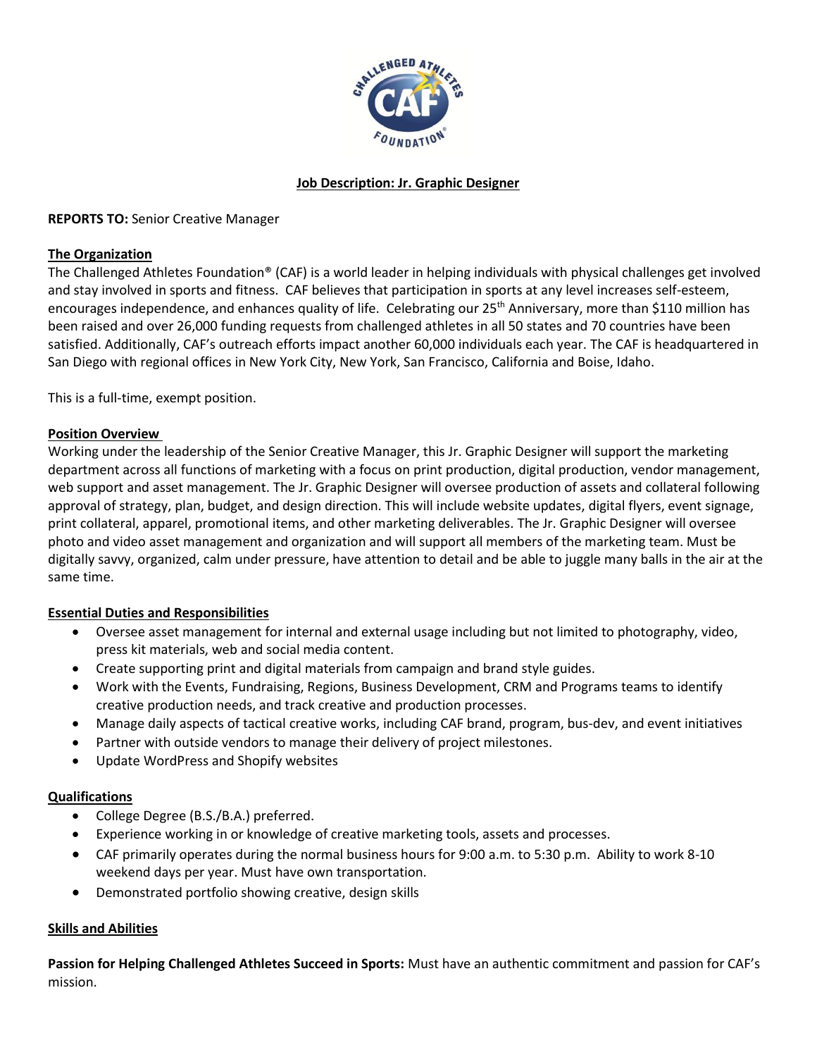# Job Description: Jr. Graphic Designer

**REPORTS TO:** Senior Creative Manager

## The Organization

The Challenged Athletes Foundation® (CAF) is a world leader in helping individuals with physical challenges get involved and stay involved in sports and fitness. CAF believes that participation in sports at any level increases self-esteem, encourages independence, and enhances quality of life. Celebrating our 25th Anniversary, more than $110 million has been raised and over 26,000 funding requests from challenged athletes in all 50 states and 70 countries have been satisfied. Additionally, CAF's outreach efforts impact another 60,000 individuals each year. The CAF is headquartered in San Diego with regional offices in New York City, New York, San Francisco, California and Boise, Idaho.

This is a full-time, exempt position.

## Position Overview

Working under the leadership of the Senior Creative Manager, this Jr. Graphic Designer will support the marketing department across all functions of marketing with a focus on print production, digital production, vendor management, web support and asset management. The Jr. Graphic Designer will oversee production of assets and collateral following approval of strategy, plan, budget, and design direction. This will include website updates, digital flyers, event signage, print collateral, apparel, promotional items, and other marketing deliverables. The Jr. Graphic Designer will oversee photo and video asset management and organization and will support all members of the marketing team. Must be digitally savvy, organized, calm under pressure, have attention to detail and be able to juggle many balls in the air at the same time.

## Essential Duties and Responsibilities

- Oversee asset management for internal and external usage including but not limited to photography, video, press kit materials, web and social media content.
- Create supporting print and digital materials from campaign and brand style guides.
- Work with the Events, Fundraising, Regions, Business Development, CRM and Programs teams to identify creative production needs, and track creative and production processes.
- Manage daily aspects of tactical creative works, including CAF brand, program, bus-dev, and event initiatives
- Partner with outside vendors to manage their delivery of project milestones.
- Update WordPress and Shopify websites

## Qualifications

- College Degree (B.S./B.A.) preferred.
- Experience working in or knowledge of creative marketing tools, assets and processes.
- CAF primarily operates during the normal business hours for 9:00 a.m. to 5:30 p.m. Ability to work 8-10 weekend days per year. Must have own transportation.
- Demonstrated portfolio showing creative, design skills

## Skills and Abilities

**Passion for Helping Challenged Athletes Succeed in Sports:** Must have an authentic commitment and passion for CAF's mission.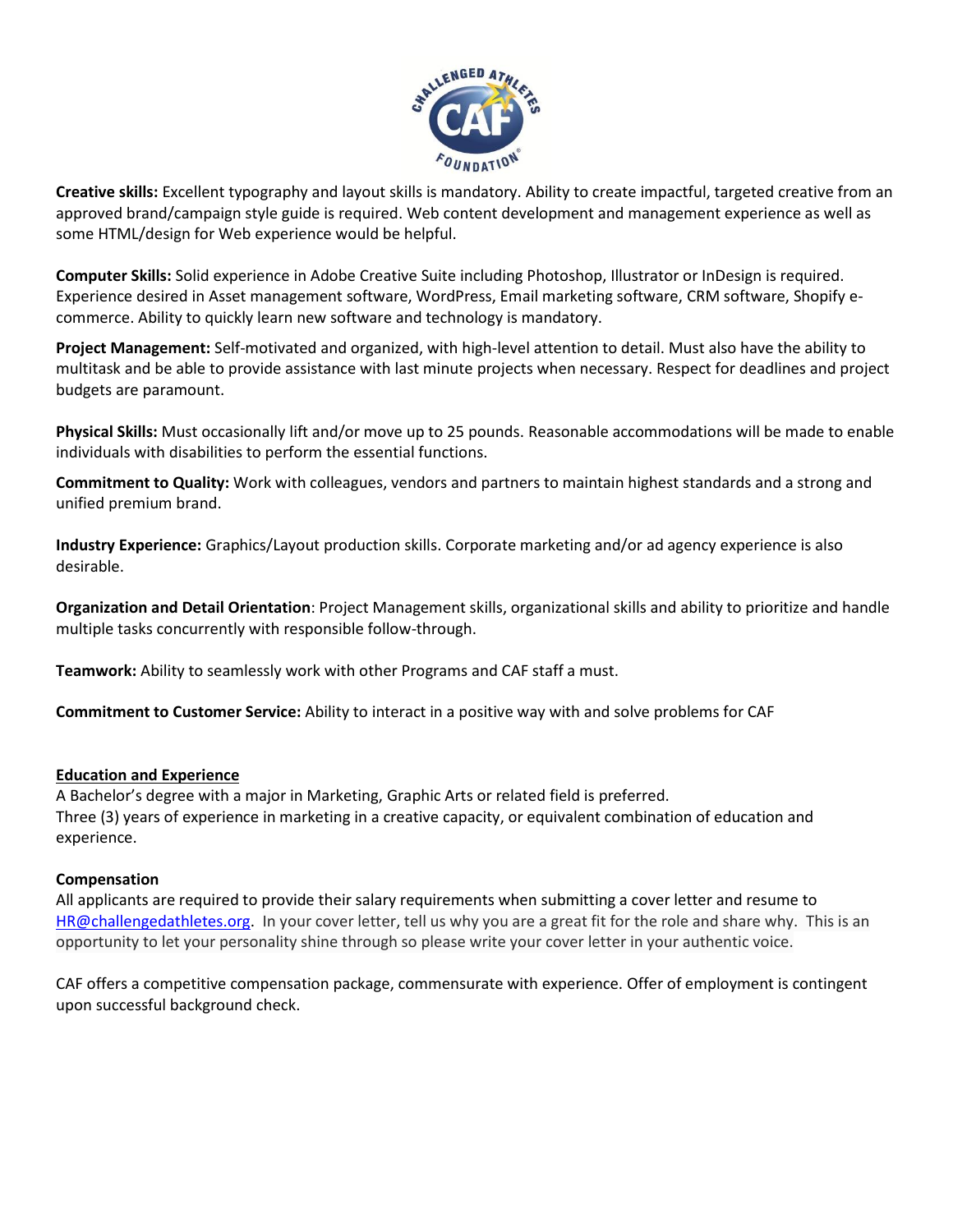**Creative skills:** Excellent typography and layout skills is mandatory. Ability to create impactful, targeted creative from an approved brand/campaign style guide is required. Web content development and management experience as well as some HTML/design for Web experience would be helpful.

**Computer Skills:** Solid experience in Adobe Creative Suite including Photoshop, Illustrator or InDesign is required. Experience desired in Asset management software, WordPress, Email marketing software, CRM software, Shopify e-commerce. Ability to quickly learn new software and technology is mandatory.

**Project Management:** Self-motivated and organized, with high-level attention to detail. Must also have the ability to multitask and be able to provide assistance with last minute projects when necessary. Respect for deadlines and project budgets are paramount.

**Physical Skills:** Must occasionally lift and/or move up to 25 pounds. Reasonable accommodations will be made to enable individuals with disabilities to perform the essential functions.

**Commitment to Quality:** Work with colleagues, vendors and partners to maintain highest standards and a strong and unified premium brand.

**Industry Experience:** Graphics/Layout production skills. Corporate marketing and/or ad agency experience is also desirable.

**Organization and Detail Orientation**: Project Management skills, organizational skills and ability to prioritize and handle multiple tasks concurrently with responsible follow-through.

**Teamwork:** Ability to seamlessly work with other Programs and CAF staff a must.

**Commitment to Customer Service:** Ability to interact in a positive way with and solve problems for CAF

**Education and Experience**

A Bachelor's degree with a major in Marketing, Graphic Arts or related field is preferred.
Three (3) years of experience in marketing in a creative capacity, or equivalent combination of education and experience.

**Compensation**

All applicants are required to provide their salary requirements when submitting a cover letter and resume to HR@challengedathletes.org. In your cover letter, tell us why you are a great fit for the role and share why. This is an opportunity to let your personality shine through so please write your cover letter in your authentic voice.

CAF offers a competitive compensation package, commensurate with experience. Offer of employment is contingent upon successful background check.